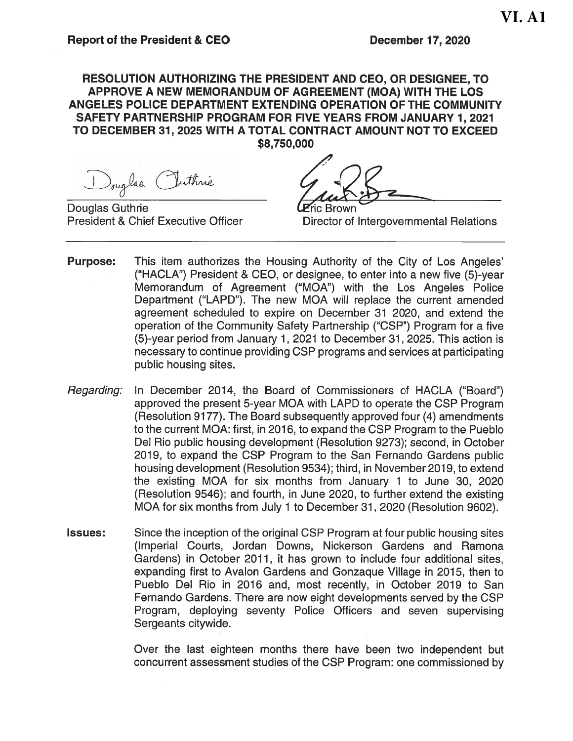VI. A1

**Report of the President & CEO** **December 17, 2020**

**RESOLUTION AUTHORIZING THE PRESIDENT AND CEO, OR DESIGNEE, TO APPROVE A NEW MEMORANDUM OF AGREEMENT (MOA) WITH THE LOS ANGELES POLICE DEPARTMENT EXTENDING OPERATION OF THE COMMUNITY SAFETY PARTNERSHIP PROGRAM FOR FIVE YEARS FROM JANUARY 1, 2021 TO DECEMBER 31, 2025 WITH A TOTAL CONTRACT AMOUNT NOT TO EXCEED $8,750,000**

Douglas Guthrie
President & Chief Executive Officer

Eric Brown
Director of Intergovernmental Relations

---

**Purpose:** This item authorizes the Housing Authority of the City of Los Angeles' ("HACLA") President & CEO, or designee, to enter into a new five (5)-year Memorandum of Agreement ("MOA") with the Los Angeles Police Department ("LAPD"). The new MOA will replace the current amended agreement scheduled to expire on December 31 2020, and extend the operation of the Community Safety Partnership ("CSP") Program for a five (5)-year period from January 1, 2021 to December 31, 2025. This action is necessary to continue providing CSP programs and services at participating public housing sites.

*Regarding:* In December 2014, the Board of Commissioners of HACLA ("Board") approved the present 5-year MOA with LAPD to operate the CSP Program (Resolution 9177). The Board subsequently approved four (4) amendments to the current MOA: first, in 2016, to expand the CSP Program to the Pueblo Del Rio public housing development (Resolution 9273); second, in October 2019, to expand the CSP Program to the San Fernando Gardens public housing development (Resolution 9534); third, in November 2019, to extend the existing MOA for six months from January 1 to June 30, 2020 (Resolution 9546); and fourth, in June 2020, to further extend the existing MOA for six months from July 1 to December 31, 2020 (Resolution 9602).

**Issues:** Since the inception of the original CSP Program at four public housing sites (Imperial Courts, Jordan Downs, Nickerson Gardens and Ramona Gardens) in October 2011, it has grown to include four additional sites, expanding first to Avalon Gardens and Gonzaque Village in 2015, then to Pueblo Del Rio in 2016 and, most recently, in October 2019 to San Fernando Gardens. There are now eight developments served by the CSP Program, deploying seventy Police Officers and seven supervising Sergeants citywide.

Over the last eighteen months there have been two independent but concurrent assessment studies of the CSP Program: one commissioned by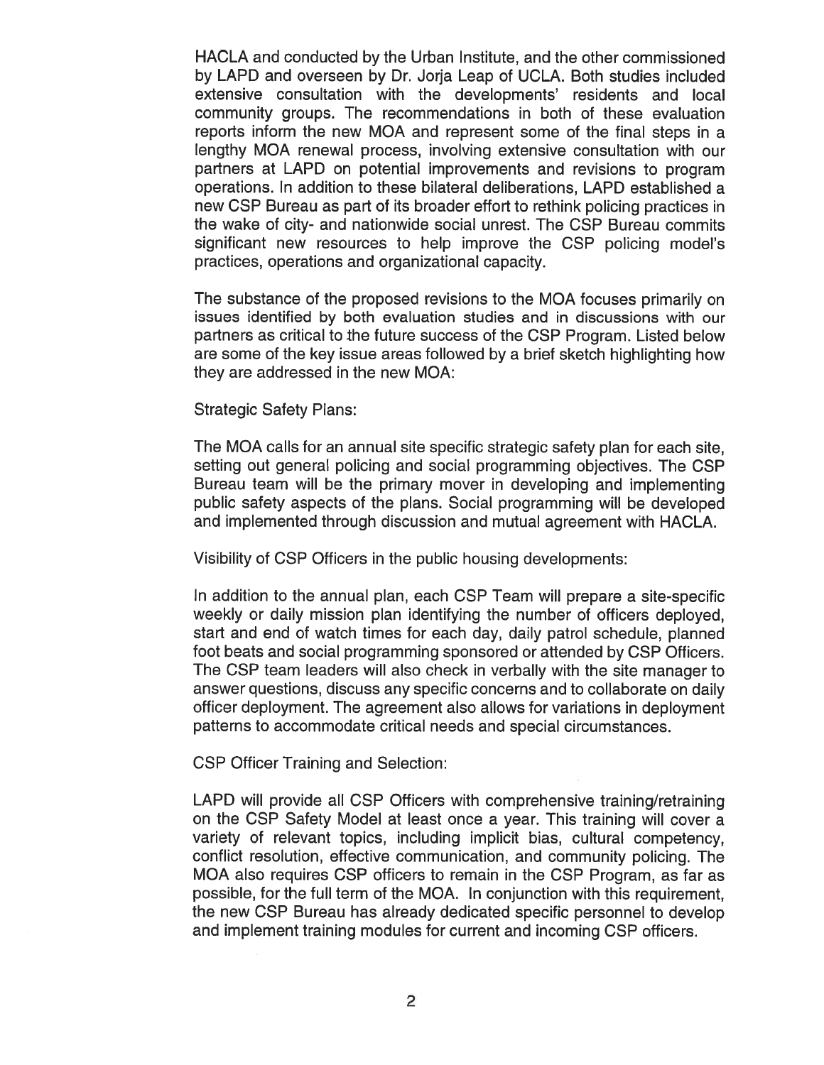HACLA and conducted by the Urban Institute, and the other commissioned by LAPD and overseen by Dr. Jorja Leap of UCLA. Both studies included extensive consultation with the developments' residents and local community groups. The recommendations in both of these evaluation reports inform the new MOA and represent some of the final steps in a lengthy MOA renewal process, involving extensive consultation with our partners at LAPD on potential improvements and revisions to program operations. In addition to these bilateral deliberations, LAPD established a new CSP Bureau as part of its broader effort to rethink policing practices in the wake of city- and nationwide social unrest. The CSP Bureau commits significant new resources to help improve the CSP policing model's practices, operations and organizational capacity.

The substance of the proposed revisions to the MOA focuses primarily on issues identified by both evaluation studies and in discussions with our partners as critical to the future success of the CSP Program. Listed below are some of the key issue areas followed by a brief sketch highlighting how they are addressed in the new MOA:

Strategic Safety Plans:

The MOA calls for an annual site specific strategic safety plan for each site, setting out general policing and social programming objectives. The CSP Bureau team will be the primary mover in developing and implementing public safety aspects of the plans. Social programming will be developed and implemented through discussion and mutual agreement with HACLA.

Visibility of CSP Officers in the public housing developments:

In addition to the annual plan, each CSP Team will prepare a site-specific weekly or daily mission plan identifying the number of officers deployed, start and end of watch times for each day, daily patrol schedule, planned foot beats and social programming sponsored or attended by CSP Officers. The CSP team leaders will also check in verbally with the site manager to answer questions, discuss any specific concerns and to collaborate on daily officer deployment. The agreement also allows for variations in deployment patterns to accommodate critical needs and special circumstances.

CSP Officer Training and Selection:

LAPD will provide all CSP Officers with comprehensive training/retraining on the CSP Safety Model at least once a year. This training will cover a variety of relevant topics, including implicit bias, cultural competency, conflict resolution, effective communication, and community policing. The MOA also requires CSP officers to remain in the CSP Program, as far as possible, for the full term of the MOA. In conjunction with this requirement, the new CSP Bureau has already dedicated specific personnel to develop and implement training modules for current and incoming CSP officers.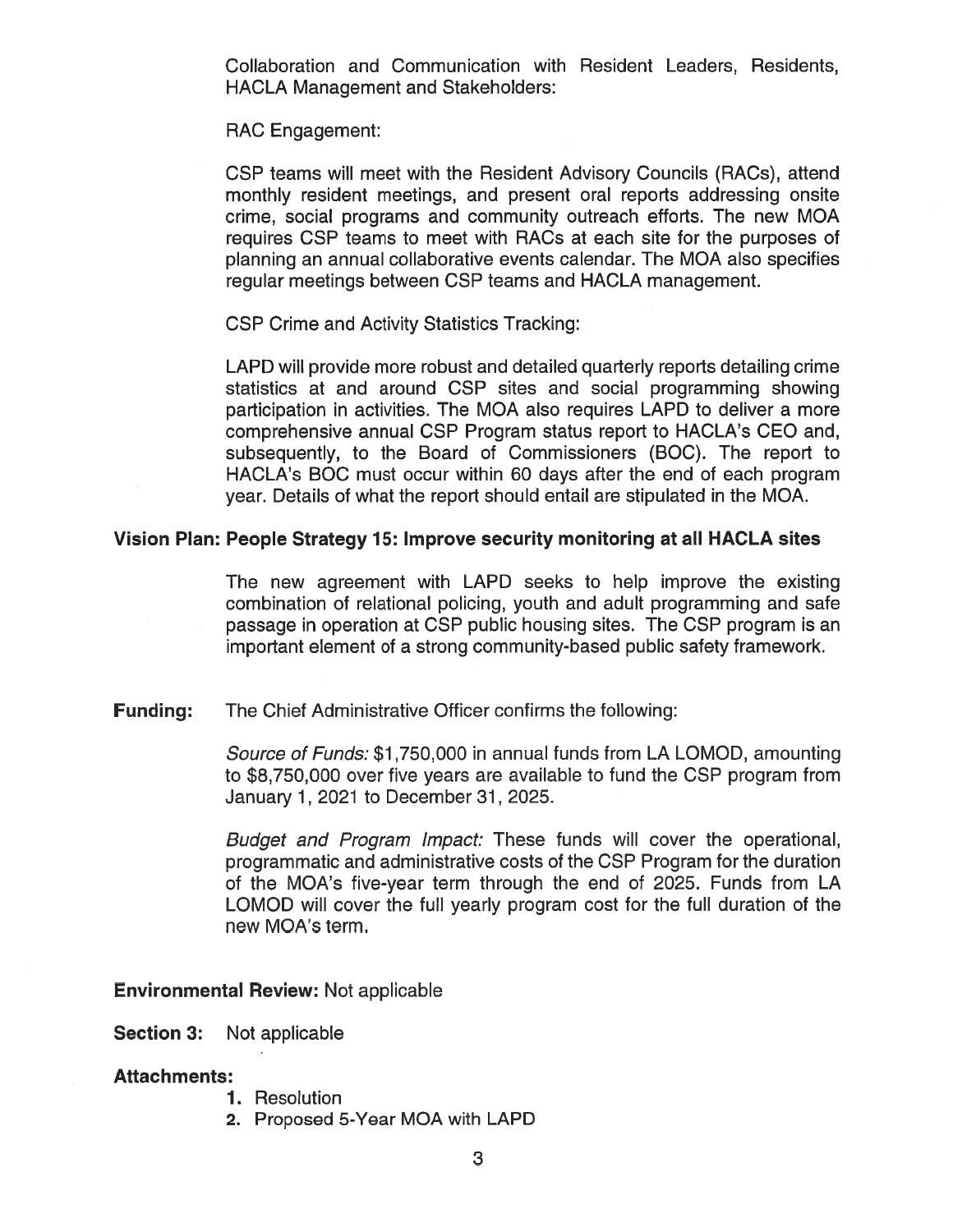Collaboration and Communication with Resident Leaders, Residents, HACLA Management and Stakeholders:

RAC Engagement:

CSP teams will meet with the Resident Advisory Councils (RACs), attend monthly resident meetings, and present oral reports addressing onsite crime, social programs and community outreach efforts. The new MOA requires CSP teams to meet with RACs at each site for the purposes of planning an annual collaborative events calendar. The MOA also specifies regular meetings between CSP teams and HACLA management.

CSP Crime and Activity Statistics Tracking:

LAPD will provide more robust and detailed quarterly reports detailing crime statistics at and around CSP sites and social programming showing participation in activities. The MOA also requires LAPD to deliver a more comprehensive annual CSP Program status report to HACLA's CEO and, subsequently, to the Board of Commissioners (BOC). The report to HACLA's BOC must occur within 60 days after the end of each program year. Details of what the report should entail are stipulated in the MOA.

**Vision Plan: People Strategy 15: Improve security monitoring at all HACLA sites**

The new agreement with LAPD seeks to help improve the existing combination of relational policing, youth and adult programming and safe passage in operation at CSP public housing sites. The CSP program is an important element of a strong community-based public safety framework.

**Funding:** The Chief Administrative Officer confirms the following:

*Source of Funds:* $1,750,000 in annual funds from LA LOMOD, amounting to $8,750,000 over five years are available to fund the CSP program from January 1, 2021 to December 31, 2025.

*Budget and Program Impact:* These funds will cover the operational, programmatic and administrative costs of the CSP Program for the duration of the MOA's five-year term through the end of 2025. Funds from LA LOMOD will cover the full yearly program cost for the full duration of the new MOA's term.

**Environmental Review:** Not applicable

**Section 3:** Not applicable

**Attachments:**

1. Resolution
2. Proposed 5-Year MOA with LAPD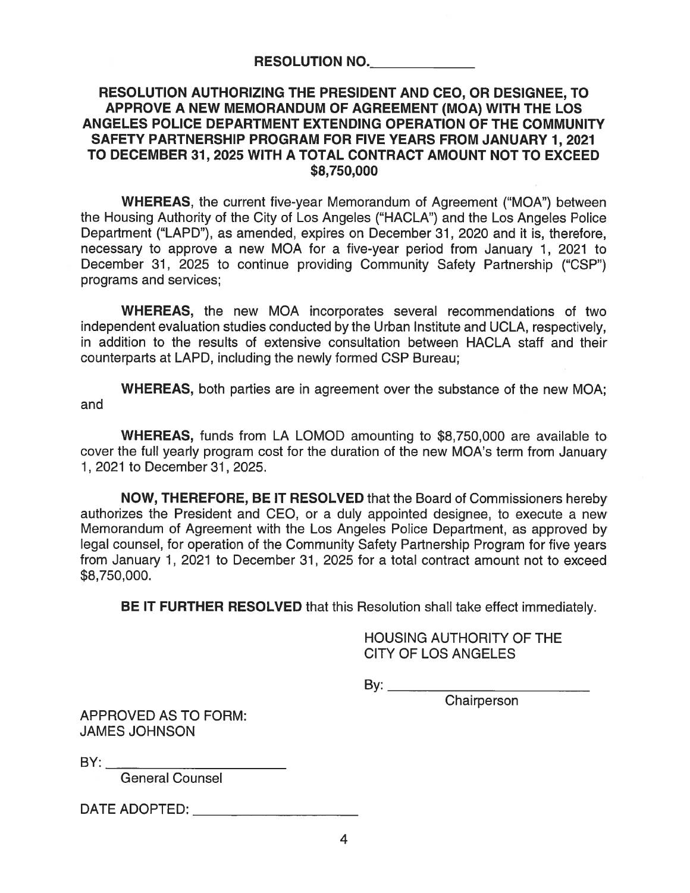**RESOLUTION NO.______________**

**RESOLUTION AUTHORIZING THE PRESIDENT AND CEO, OR DESIGNEE, TO APPROVE A NEW MEMORANDUM OF AGREEMENT (MOA) WITH THE LOS ANGELES POLICE DEPARTMENT EXTENDING OPERATION OF THE COMMUNITY SAFETY PARTNERSHIP PROGRAM FOR FIVE YEARS FROM JANUARY 1, 2021 TO DECEMBER 31, 2025 WITH A TOTAL CONTRACT AMOUNT NOT TO EXCEED $8,750,000**

**WHEREAS**, the current five-year Memorandum of Agreement ("MOA") between the Housing Authority of the City of Los Angeles ("HACLA") and the Los Angeles Police Department ("LAPD"), as amended, expires on December 31, 2020 and it is, therefore, necessary to approve a new MOA for a five-year period from January 1, 2021 to December 31, 2025 to continue providing Community Safety Partnership ("CSP") programs and services;

**WHEREAS,** the new MOA incorporates several recommendations of two independent evaluation studies conducted by the Urban Institute and UCLA, respectively, in addition to the results of extensive consultation between HACLA staff and their counterparts at LAPD, including the newly formed CSP Bureau;

**WHEREAS,** both parties are in agreement over the substance of the new MOA; and

**WHEREAS,** funds from LA LOMOD amounting to $8,750,000 are available to cover the full yearly program cost for the duration of the new MOA's term from January 1, 2021 to December 31, 2025.

**NOW, THEREFORE, BE IT RESOLVED** that the Board of Commissioners hereby authorizes the President and CEO, or a duly appointed designee, to execute a new Memorandum of Agreement with the Los Angeles Police Department, as approved by legal counsel, for operation of the Community Safety Partnership Program for five years from January 1, 2021 to December 31, 2025 for a total contract amount not to exceed $8,750,000.

**BE IT FURTHER RESOLVED** that this Resolution shall take effect immediately.

HOUSING AUTHORITY OF THE CITY OF LOS ANGELES

By: ____________________________
Chairperson

APPROVED AS TO FORM:
JAMES JOHNSON

BY: ________________________
General Counsel

DATE ADOPTED: ______________________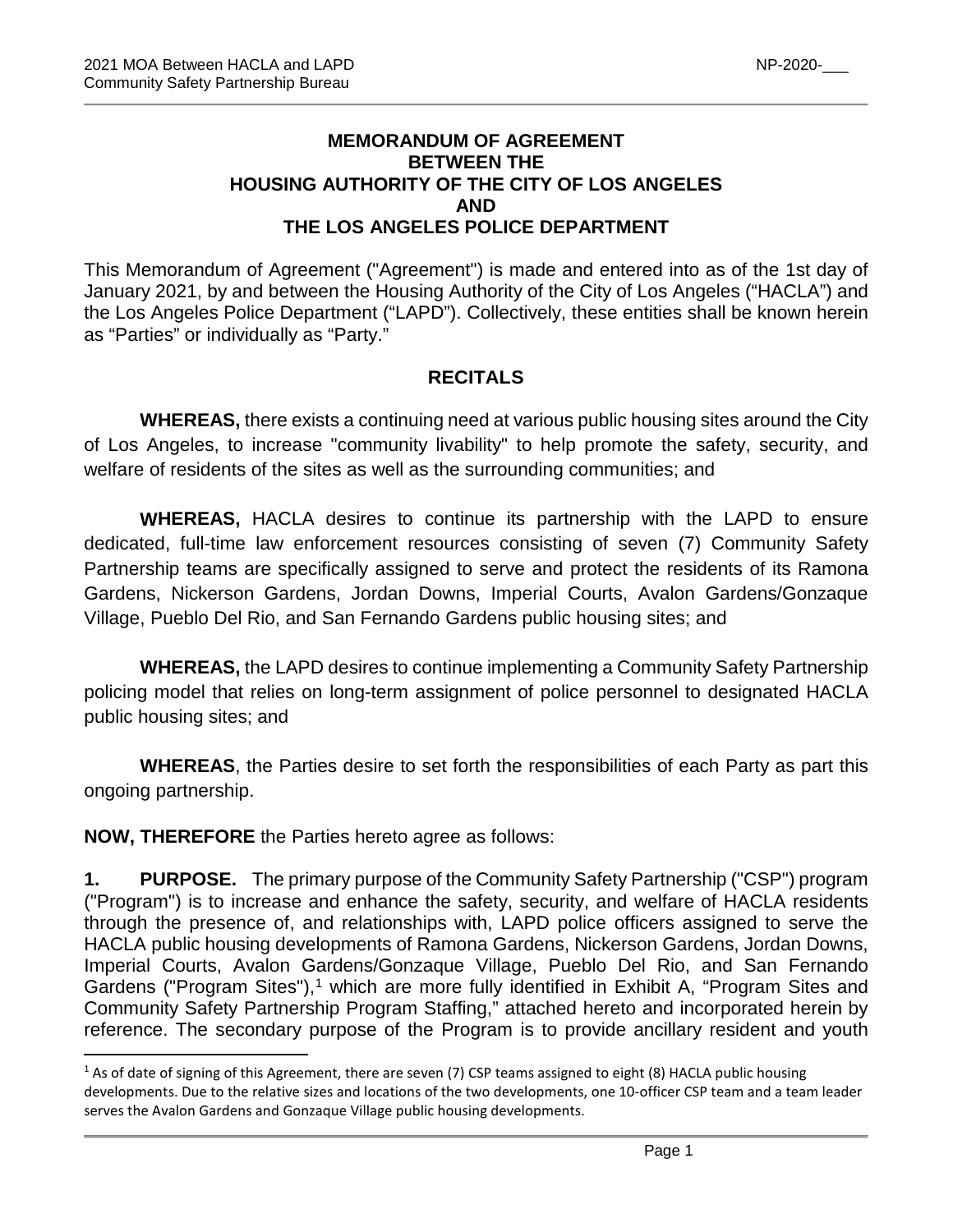**MEMORANDUM OF AGREEMENT**
**BETWEEN THE**
**HOUSING AUTHORITY OF THE CITY OF LOS ANGELES**
**AND**
**THE LOS ANGELES POLICE DEPARTMENT**

This Memorandum of Agreement ("Agreement") is made and entered into as of the 1st day of January 2021, by and between the Housing Authority of the City of Los Angeles ("HACLA") and the Los Angeles Police Department ("LAPD"). Collectively, these entities shall be known herein as "Parties" or individually as "Party."

## RECITALS

**WHEREAS,** there exists a continuing need at various public housing sites around the City of Los Angeles, to increase "community livability" to help promote the safety, security, and welfare of residents of the sites as well as the surrounding communities; and

**WHEREAS,** HACLA desires to continue its partnership with the LAPD to ensure dedicated, full-time law enforcement resources consisting of seven (7) Community Safety Partnership teams are specifically assigned to serve and protect the residents of its Ramona Gardens, Nickerson Gardens, Jordan Downs, Imperial Courts, Avalon Gardens/Gonzaque Village, Pueblo Del Rio, and San Fernando Gardens public housing sites; and

**WHEREAS,** the LAPD desires to continue implementing a Community Safety Partnership policing model that relies on long-term assignment of police personnel to designated HACLA public housing sites; and

**WHEREAS**, the Parties desire to set forth the responsibilities of each Party as part this ongoing partnership.

**NOW, THEREFORE** the Parties hereto agree as follows:

**1. PURPOSE.** The primary purpose of the Community Safety Partnership ("CSP") program ("Program") is to increase and enhance the safety, security, and welfare of HACLA residents through the presence of, and relationships with, LAPD police officers assigned to serve the HACLA public housing developments of Ramona Gardens, Nickerson Gardens, Jordan Downs, Imperial Courts, Avalon Gardens/Gonzaque Village, Pueblo Del Rio, and San Fernando Gardens ("Program Sites"),[1] which are more fully identified in Exhibit A, "Program Sites and Community Safety Partnership Program Staffing," attached hereto and incorporated herein by reference. The secondary purpose of the Program is to provide ancillary resident and youth

[1] As of date of signing of this Agreement, there are seven (7) CSP teams assigned to eight (8) HACLA public housing developments. Due to the relative sizes and locations of the two developments, one 10-officer CSP team and a team leader serves the Avalon Gardens and Gonzaque Village public housing developments.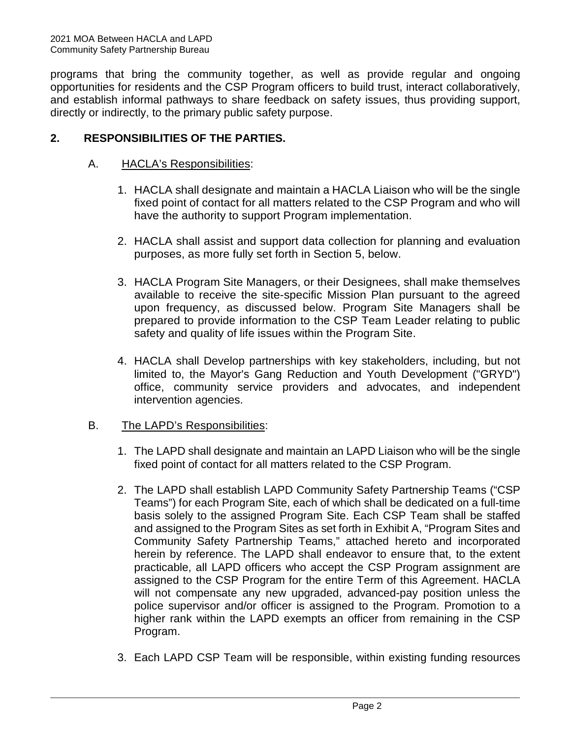programs that bring the community together, as well as provide regular and ongoing opportunities for residents and the CSP Program officers to build trust, interact collaboratively, and establish informal pathways to share feedback on safety issues, thus providing support, directly or indirectly, to the primary public safety purpose.

## 2. RESPONSIBILITIES OF THE PARTIES.

### A. HACLA's Responsibilities:

1. HACLA shall designate and maintain a HACLA Liaison who will be the single fixed point of contact for all matters related to the CSP Program and who will have the authority to support Program implementation.

2. HACLA shall assist and support data collection for planning and evaluation purposes, as more fully set forth in Section 5, below.

3. HACLA Program Site Managers, or their Designees, shall make themselves available to receive the site-specific Mission Plan pursuant to the agreed upon frequency, as discussed below. Program Site Managers shall be prepared to provide information to the CSP Team Leader relating to public safety and quality of life issues within the Program Site.

4. HACLA shall Develop partnerships with key stakeholders, including, but not limited to, the Mayor's Gang Reduction and Youth Development ("GRYD") office, community service providers and advocates, and independent intervention agencies.

### B. The LAPD's Responsibilities:

1. The LAPD shall designate and maintain an LAPD Liaison who will be the single fixed point of contact for all matters related to the CSP Program.

2. The LAPD shall establish LAPD Community Safety Partnership Teams ("CSP Teams") for each Program Site, each of which shall be dedicated on a full-time basis solely to the assigned Program Site. Each CSP Team shall be staffed and assigned to the Program Sites as set forth in Exhibit A, "Program Sites and Community Safety Partnership Teams," attached hereto and incorporated herein by reference. The LAPD shall endeavor to ensure that, to the extent practicable, all LAPD officers who accept the CSP Program assignment are assigned to the CSP Program for the entire Term of this Agreement. HACLA will not compensate any new upgraded, advanced-pay position unless the police supervisor and/or officer is assigned to the Program. Promotion to a higher rank within the LAPD exempts an officer from remaining in the CSP Program.

3. Each LAPD CSP Team will be responsible, within existing funding resources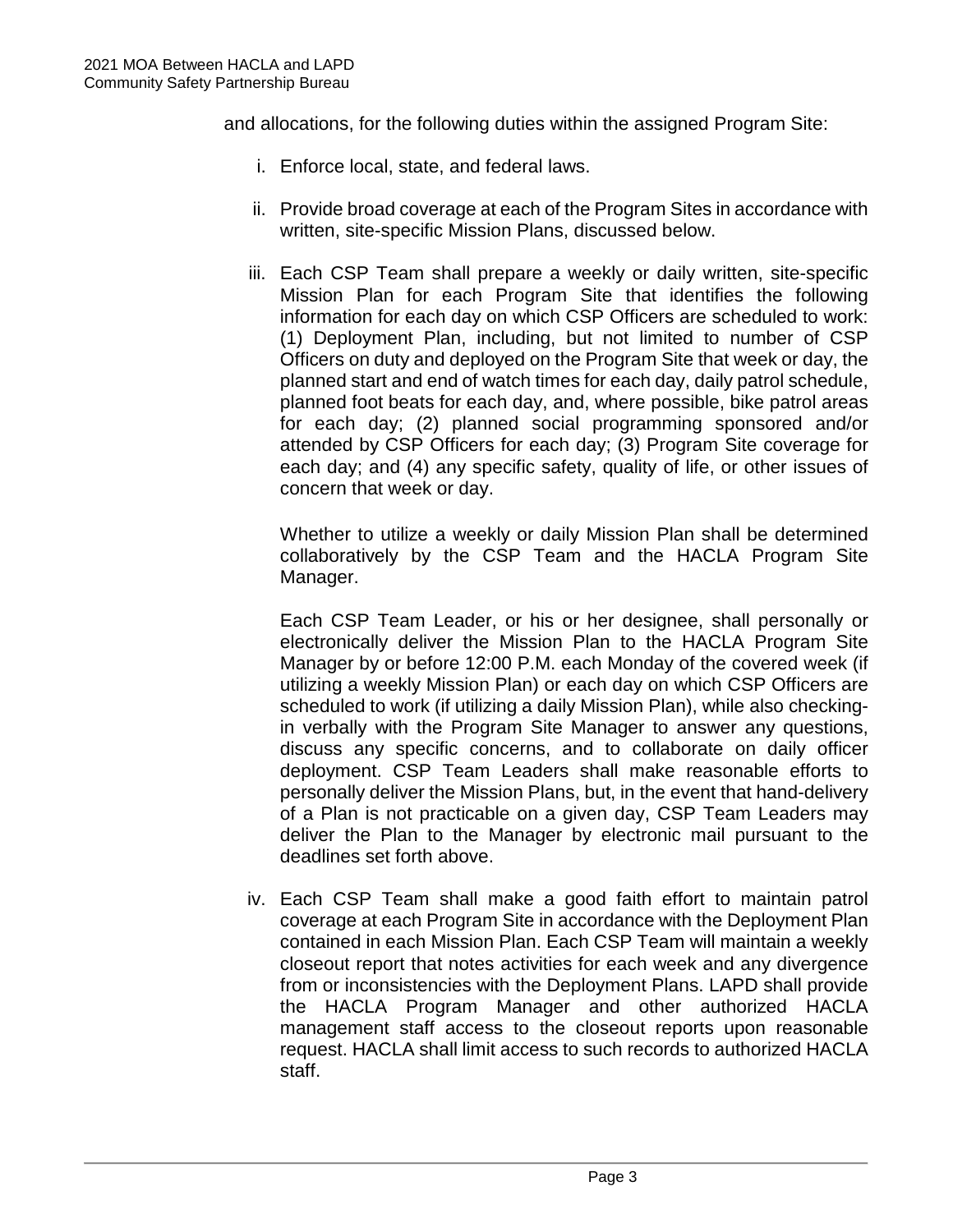and allocations, for the following duties within the assigned Program Site:

i. Enforce local, state, and federal laws.

ii. Provide broad coverage at each of the Program Sites in accordance with written, site-specific Mission Plans, discussed below.

iii. Each CSP Team shall prepare a weekly or daily written, site-specific Mission Plan for each Program Site that identifies the following information for each day on which CSP Officers are scheduled to work: (1) Deployment Plan, including, but not limited to number of CSP Officers on duty and deployed on the Program Site that week or day, the planned start and end of watch times for each day, daily patrol schedule, planned foot beats for each day, and, where possible, bike patrol areas for each day; (2) planned social programming sponsored and/or attended by CSP Officers for each day; (3) Program Site coverage for each day; and (4) any specific safety, quality of life, or other issues of concern that week or day.

   Whether to utilize a weekly or daily Mission Plan shall be determined collaboratively by the CSP Team and the HACLA Program Site Manager.

   Each CSP Team Leader, or his or her designee, shall personally or electronically deliver the Mission Plan to the HACLA Program Site Manager by or before 12:00 P.M. each Monday of the covered week (if utilizing a weekly Mission Plan) or each day on which CSP Officers are scheduled to work (if utilizing a daily Mission Plan), while also checking-in verbally with the Program Site Manager to answer any questions, discuss any specific concerns, and to collaborate on daily officer deployment. CSP Team Leaders shall make reasonable efforts to personally deliver the Mission Plans, but, in the event that hand-delivery of a Plan is not practicable on a given day, CSP Team Leaders may deliver the Plan to the Manager by electronic mail pursuant to the deadlines set forth above.

iv. Each CSP Team shall make a good faith effort to maintain patrol coverage at each Program Site in accordance with the Deployment Plan contained in each Mission Plan. Each CSP Team will maintain a weekly closeout report that notes activities for each week and any divergence from or inconsistencies with the Deployment Plans. LAPD shall provide the HACLA Program Manager and other authorized HACLA management staff access to the closeout reports upon reasonable request. HACLA shall limit access to such records to authorized HACLA staff.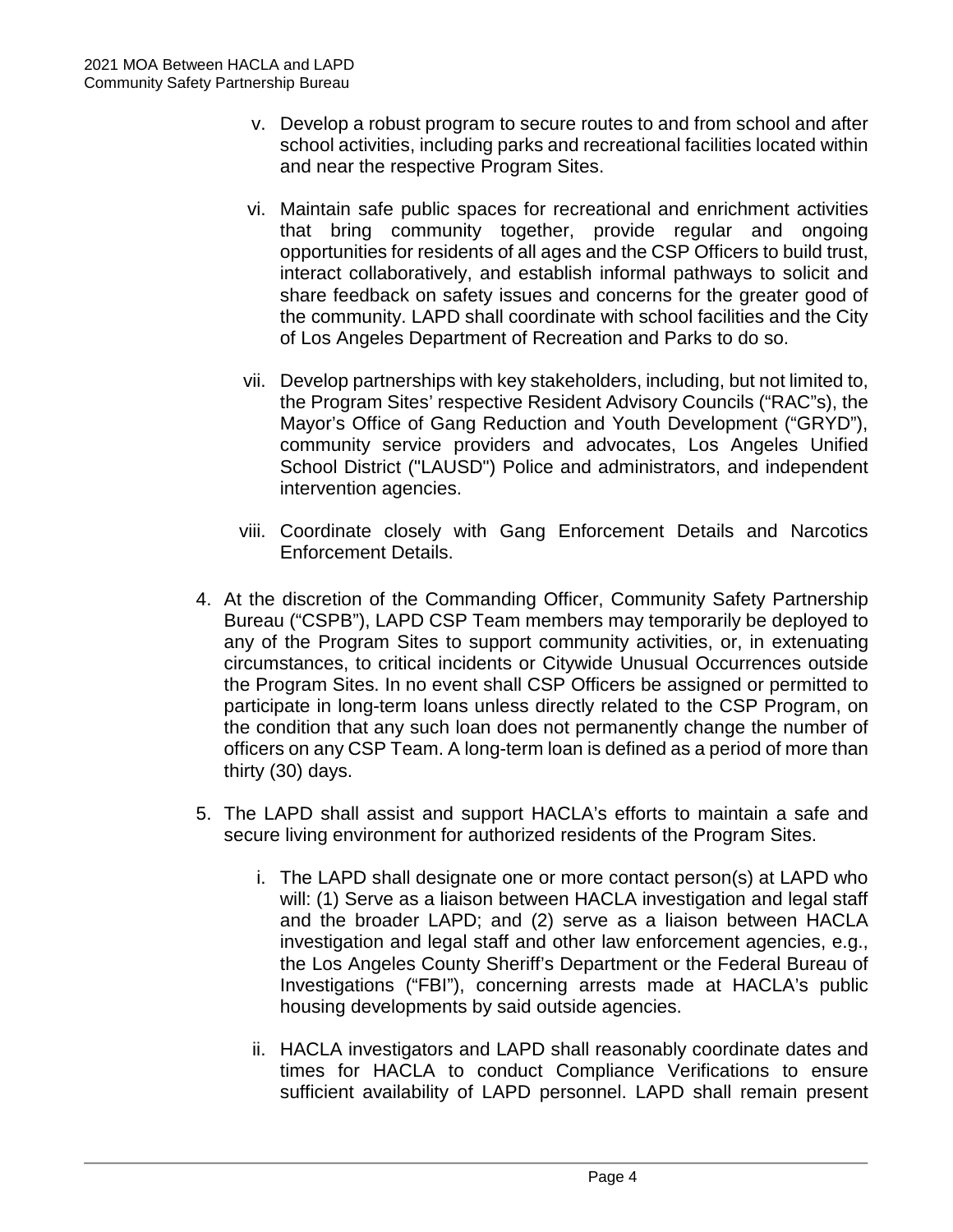v. Develop a robust program to secure routes to and from school and after school activities, including parks and recreational facilities located within and near the respective Program Sites.

vi. Maintain safe public spaces for recreational and enrichment activities that bring community together, provide regular and ongoing opportunities for residents of all ages and the CSP Officers to build trust, interact collaboratively, and establish informal pathways to solicit and share feedback on safety issues and concerns for the greater good of the community. LAPD shall coordinate with school facilities and the City of Los Angeles Department of Recreation and Parks to do so.

vii. Develop partnerships with key stakeholders, including, but not limited to, the Program Sites' respective Resident Advisory Councils ("RAC"s), the Mayor's Office of Gang Reduction and Youth Development ("GRYD"), community service providers and advocates, Los Angeles Unified School District ("LAUSD") Police and administrators, and independent intervention agencies.

viii. Coordinate closely with Gang Enforcement Details and Narcotics Enforcement Details.

4. At the discretion of the Commanding Officer, Community Safety Partnership Bureau ("CSPB"), LAPD CSP Team members may temporarily be deployed to any of the Program Sites to support community activities, or, in extenuating circumstances, to critical incidents or Citywide Unusual Occurrences outside the Program Sites. In no event shall CSP Officers be assigned or permitted to participate in long-term loans unless directly related to the CSP Program, on the condition that any such loan does not permanently change the number of officers on any CSP Team. A long-term loan is defined as a period of more than thirty (30) days.

5. The LAPD shall assist and support HACLA's efforts to maintain a safe and secure living environment for authorized residents of the Program Sites.

   i. The LAPD shall designate one or more contact person(s) at LAPD who will: (1) Serve as a liaison between HACLA investigation and legal staff and the broader LAPD; and (2) serve as a liaison between HACLA investigation and legal staff and other law enforcement agencies, e.g., the Los Angeles County Sheriff's Department or the Federal Bureau of Investigations ("FBI"), concerning arrests made at HACLA's public housing developments by said outside agencies.

   ii. HACLA investigators and LAPD shall reasonably coordinate dates and times for HACLA to conduct Compliance Verifications to ensure sufficient availability of LAPD personnel. LAPD shall remain present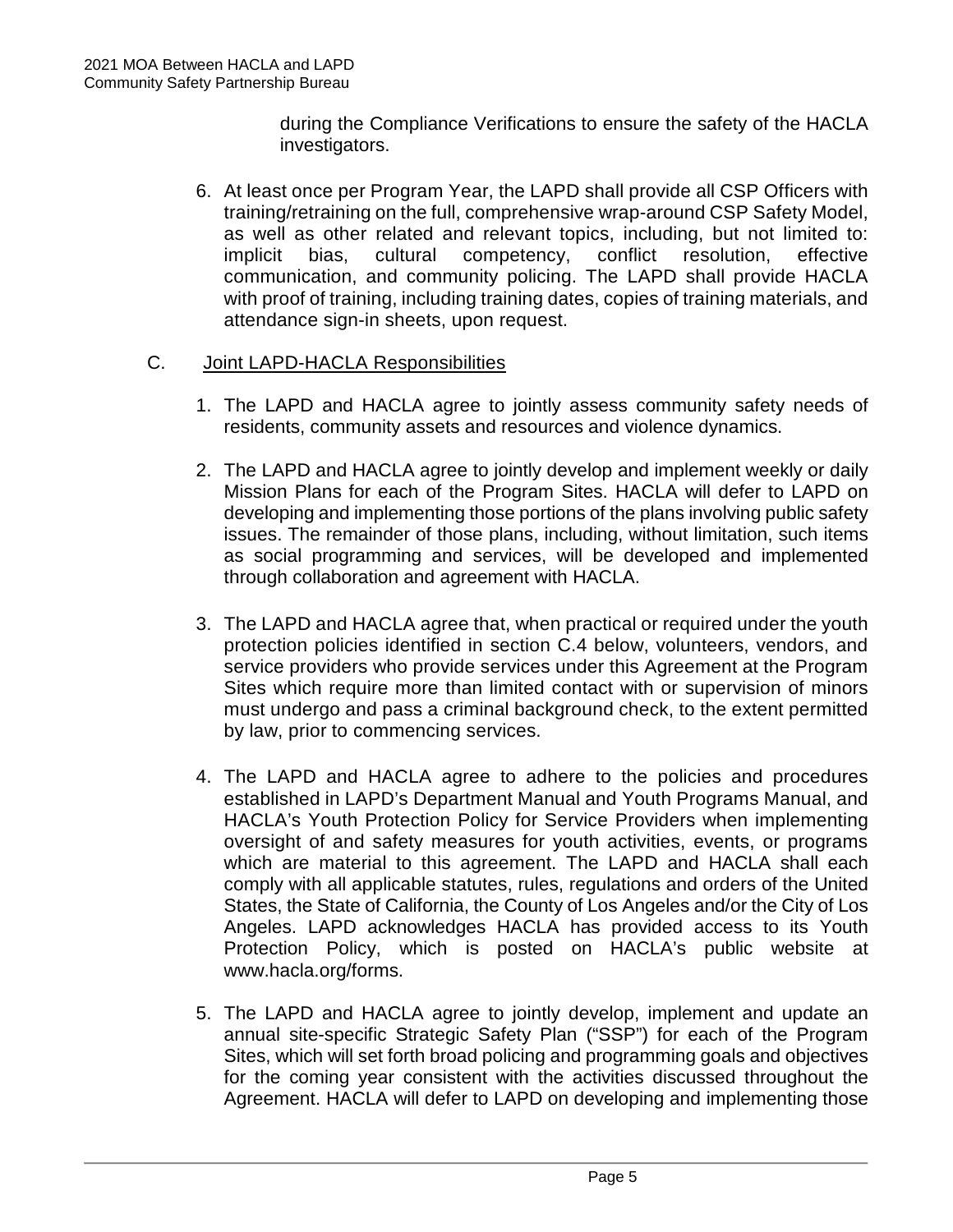during the Compliance Verifications to ensure the safety of the HACLA investigators.

6. At least once per Program Year, the LAPD shall provide all CSP Officers with training/retraining on the full, comprehensive wrap-around CSP Safety Model, as well as other related and relevant topics, including, but not limited to: implicit bias, cultural competency, conflict resolution, effective communication, and community policing. The LAPD shall provide HACLA with proof of training, including training dates, copies of training materials, and attendance sign-in sheets, upon request.

C. <u>Joint LAPD-HACLA Responsibilities</u>

1. The LAPD and HACLA agree to jointly assess community safety needs of residents, community assets and resources and violence dynamics.

2. The LAPD and HACLA agree to jointly develop and implement weekly or daily Mission Plans for each of the Program Sites. HACLA will defer to LAPD on developing and implementing those portions of the plans involving public safety issues. The remainder of those plans, including, without limitation, such items as social programming and services, will be developed and implemented through collaboration and agreement with HACLA.

3. The LAPD and HACLA agree that, when practical or required under the youth protection policies identified in section C.4 below, volunteers, vendors, and service providers who provide services under this Agreement at the Program Sites which require more than limited contact with or supervision of minors must undergo and pass a criminal background check, to the extent permitted by law, prior to commencing services.

4. The LAPD and HACLA agree to adhere to the policies and procedures established in LAPD's Department Manual and Youth Programs Manual, and HACLA's Youth Protection Policy for Service Providers when implementing oversight of and safety measures for youth activities, events, or programs which are material to this agreement. The LAPD and HACLA shall each comply with all applicable statutes, rules, regulations and orders of the United States, the State of California, the County of Los Angeles and/or the City of Los Angeles. LAPD acknowledges HACLA has provided access to its Youth Protection Policy, which is posted on HACLA's public website at www.hacla.org/forms.

5. The LAPD and HACLA agree to jointly develop, implement and update an annual site-specific Strategic Safety Plan ("SSP") for each of the Program Sites, which will set forth broad policing and programming goals and objectives for the coming year consistent with the activities discussed throughout the Agreement. HACLA will defer to LAPD on developing and implementing those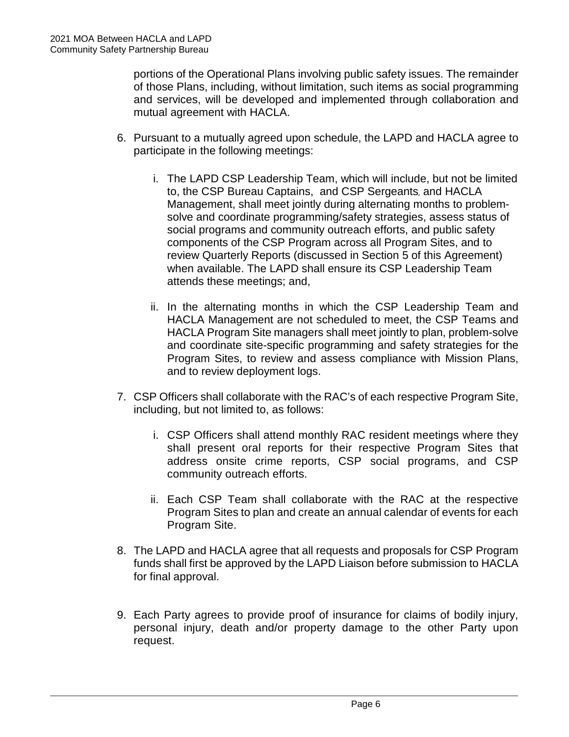portions of the Operational Plans involving public safety issues. The remainder of those Plans, including, without limitation, such items as social programming and services, will be developed and implemented through collaboration and mutual agreement with HACLA.

6. Pursuant to a mutually agreed upon schedule, the LAPD and HACLA agree to participate in the following meetings:

   i. The LAPD CSP Leadership Team, which will include, but not be limited to, the CSP Bureau Captains, and CSP Sergeants, and HACLA Management, shall meet jointly during alternating months to problem-solve and coordinate programming/safety strategies, assess status of social programs and community outreach efforts, and public safety components of the CSP Program across all Program Sites, and to review Quarterly Reports (discussed in Section 5 of this Agreement) when available. The LAPD shall ensure its CSP Leadership Team attends these meetings; and,

   ii. In the alternating months in which the CSP Leadership Team and HACLA Management are not scheduled to meet, the CSP Teams and HACLA Program Site managers shall meet jointly to plan, problem-solve and coordinate site-specific programming and safety strategies for the Program Sites, to review and assess compliance with Mission Plans, and to review deployment logs.

7. CSP Officers shall collaborate with the RAC's of each respective Program Site, including, but not limited to, as follows:

   i. CSP Officers shall attend monthly RAC resident meetings where they shall present oral reports for their respective Program Sites that address onsite crime reports, CSP social programs, and CSP community outreach efforts.

   ii. Each CSP Team shall collaborate with the RAC at the respective Program Sites to plan and create an annual calendar of events for each Program Site.

8. The LAPD and HACLA agree that all requests and proposals for CSP Program funds shall first be approved by the LAPD Liaison before submission to HACLA for final approval.

9. Each Party agrees to provide proof of insurance for claims of bodily injury, personal injury, death and/or property damage to the other Party upon request.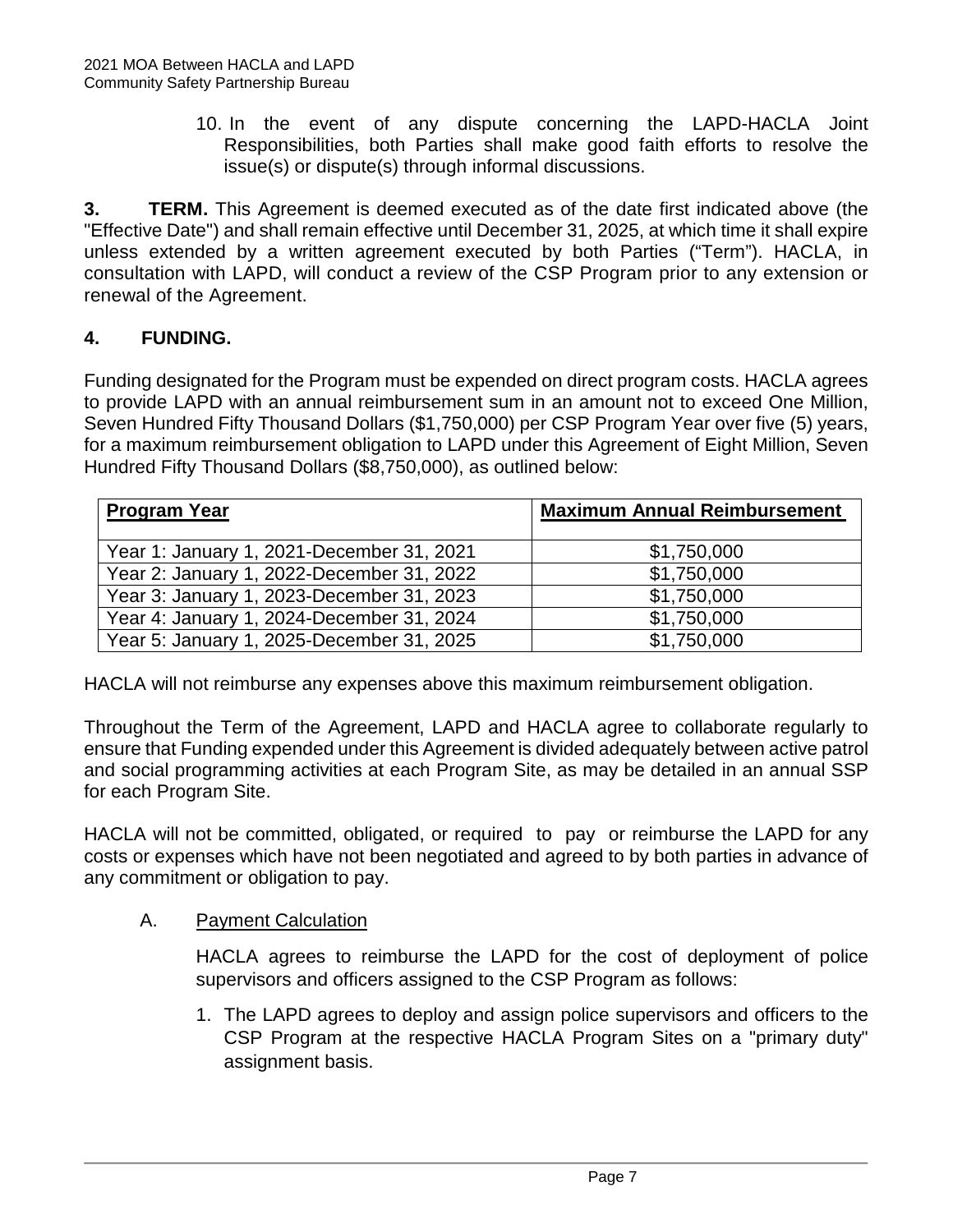10. In the event of any dispute concerning the LAPD-HACLA Joint Responsibilities, both Parties shall make good faith efforts to resolve the issue(s) or dispute(s) through informal discussions.

**3. TERM.** This Agreement is deemed executed as of the date first indicated above (the "Effective Date") and shall remain effective until December 31, 2025, at which time it shall expire unless extended by a written agreement executed by both Parties ("Term"). HACLA, in consultation with LAPD, will conduct a review of the CSP Program prior to any extension or renewal of the Agreement.

## 4. FUNDING.

Funding designated for the Program must be expended on direct program costs. HACLA agrees to provide LAPD with an annual reimbursement sum in an amount not to exceed One Million, Seven Hundred Fifty Thousand Dollars ($1,750,000) per CSP Program Year over five (5) years, for a maximum reimbursement obligation to LAPD under this Agreement of Eight Million, Seven Hundred Fifty Thousand Dollars ($8,750,000), as outlined below:

| Program Year | Maximum Annual Reimbursement |
|---|---|
| Year 1: January 1, 2021-December 31, 2021 | $1,750,000 |
| Year 2: January 1, 2022-December 31, 2022 | $1,750,000 |
| Year 3: January 1, 2023-December 31, 2023 | $1,750,000 |
| Year 4: January 1, 2024-December 31, 2024 | $1,750,000 |
| Year 5: January 1, 2025-December 31, 2025 | $1,750,000 |

HACLA will not reimburse any expenses above this maximum reimbursement obligation.

Throughout the Term of the Agreement, LAPD and HACLA agree to collaborate regularly to ensure that Funding expended under this Agreement is divided adequately between active patrol and social programming activities at each Program Site, as may be detailed in an annual SSP for each Program Site.

HACLA will not be committed, obligated, or required to pay or reimburse the LAPD for any costs or expenses which have not been negotiated and agreed to by both parties in advance of any commitment or obligation to pay.

A. Payment Calculation

HACLA agrees to reimburse the LAPD for the cost of deployment of police supervisors and officers assigned to the CSP Program as follows:

1. The LAPD agrees to deploy and assign police supervisors and officers to the CSP Program at the respective HACLA Program Sites on a "primary duty" assignment basis.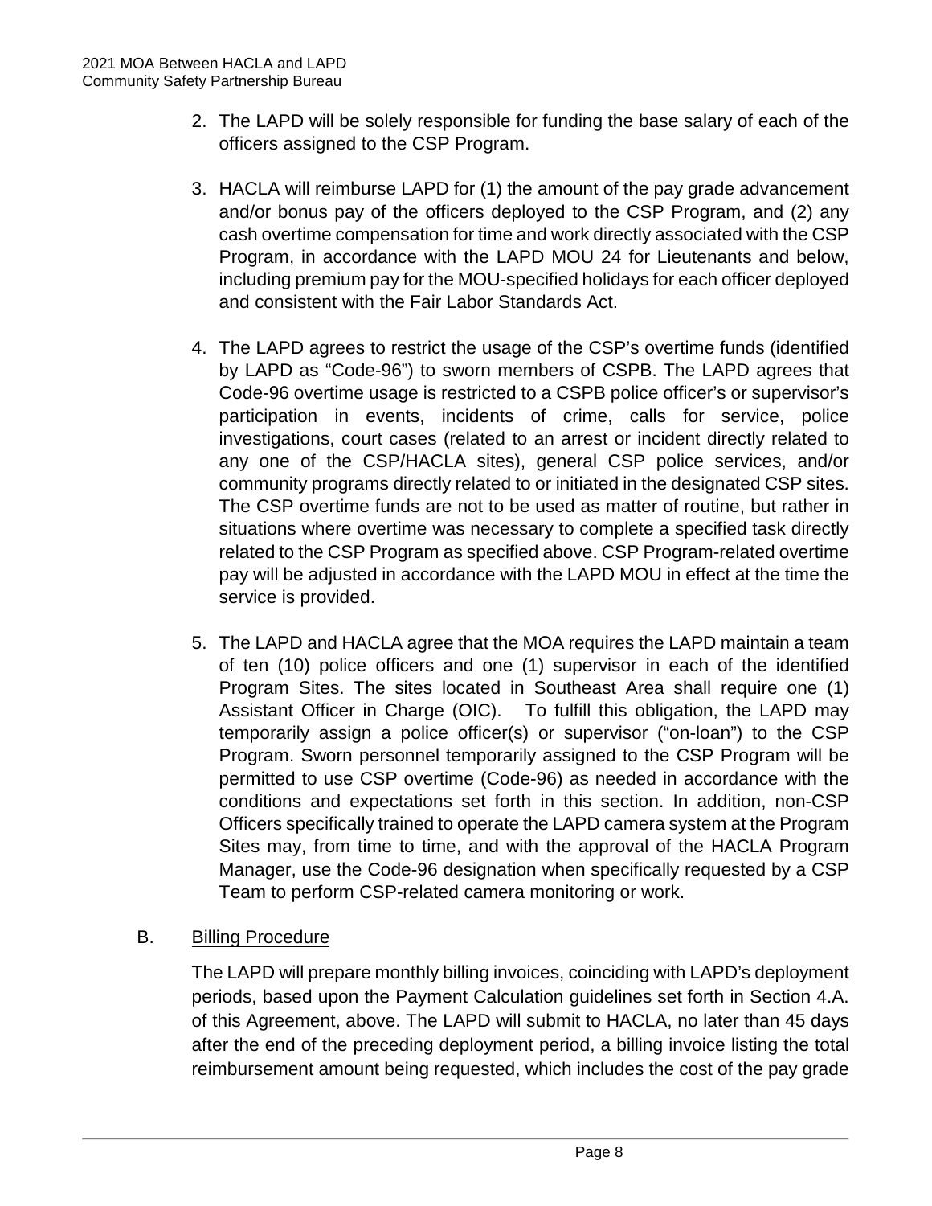2. The LAPD will be solely responsible for funding the base salary of each of the officers assigned to the CSP Program.

3. HACLA will reimburse LAPD for (1) the amount of the pay grade advancement and/or bonus pay of the officers deployed to the CSP Program, and (2) any cash overtime compensation for time and work directly associated with the CSP Program, in accordance with the LAPD MOU 24 for Lieutenants and below, including premium pay for the MOU-specified holidays for each officer deployed and consistent with the Fair Labor Standards Act.

4. The LAPD agrees to restrict the usage of the CSP's overtime funds (identified by LAPD as "Code-96") to sworn members of CSPB. The LAPD agrees that Code-96 overtime usage is restricted to a CSPB police officer's or supervisor's participation in events, incidents of crime, calls for service, police investigations, court cases (related to an arrest or incident directly related to any one of the CSP/HACLA sites), general CSP police services, and/or community programs directly related to or initiated in the designated CSP sites. The CSP overtime funds are not to be used as matter of routine, but rather in situations where overtime was necessary to complete a specified task directly related to the CSP Program as specified above. CSP Program-related overtime pay will be adjusted in accordance with the LAPD MOU in effect at the time the service is provided.

5. The LAPD and HACLA agree that the MOA requires the LAPD maintain a team of ten (10) police officers and one (1) supervisor in each of the identified Program Sites. The sites located in Southeast Area shall require one (1) Assistant Officer in Charge (OIC). To fulfill this obligation, the LAPD may temporarily assign a police officer(s) or supervisor ("on-loan") to the CSP Program. Sworn personnel temporarily assigned to the CSP Program will be permitted to use CSP overtime (Code-96) as needed in accordance with the conditions and expectations set forth in this section. In addition, non-CSP Officers specifically trained to operate the LAPD camera system at the Program Sites may, from time to time, and with the approval of the HACLA Program Manager, use the Code-96 designation when specifically requested by a CSP Team to perform CSP-related camera monitoring or work.

B. Billing Procedure

The LAPD will prepare monthly billing invoices, coinciding with LAPD's deployment periods, based upon the Payment Calculation guidelines set forth in Section 4.A. of this Agreement, above. The LAPD will submit to HACLA, no later than 45 days after the end of the preceding deployment period, a billing invoice listing the total reimbursement amount being requested, which includes the cost of the pay grade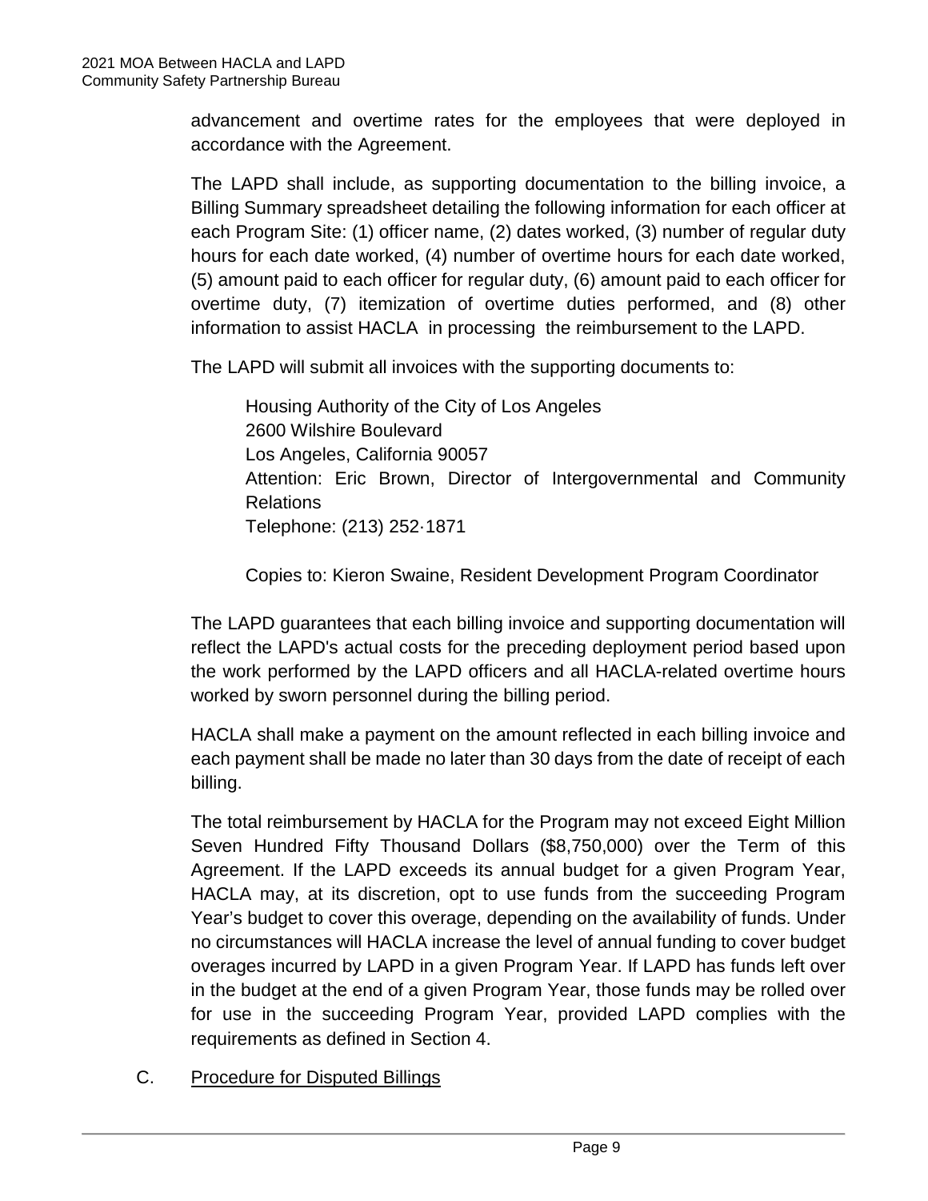advancement and overtime rates for the employees that were deployed in accordance with the Agreement.

The LAPD shall include, as supporting documentation to the billing invoice, a Billing Summary spreadsheet detailing the following information for each officer at each Program Site: (1) officer name, (2) dates worked, (3) number of regular duty hours for each date worked, (4) number of overtime hours for each date worked, (5) amount paid to each officer for regular duty, (6) amount paid to each officer for overtime duty, (7) itemization of overtime duties performed, and (8) other information to assist HACLA in processing the reimbursement to the LAPD.

The LAPD will submit all invoices with the supporting documents to:

> Housing Authority of the City of Los Angeles
> 2600 Wilshire Boulevard
> Los Angeles, California 90057
> Attention: Eric Brown, Director of Intergovernmental and Community Relations
> Telephone: (213) 252·1871
>
> Copies to: Kieron Swaine, Resident Development Program Coordinator

The LAPD guarantees that each billing invoice and supporting documentation will reflect the LAPD's actual costs for the preceding deployment period based upon the work performed by the LAPD officers and all HACLA-related overtime hours worked by sworn personnel during the billing period.

HACLA shall make a payment on the amount reflected in each billing invoice and each payment shall be made no later than 30 days from the date of receipt of each billing.

The total reimbursement by HACLA for the Program may not exceed Eight Million Seven Hundred Fifty Thousand Dollars ($8,750,000) over the Term of this Agreement. If the LAPD exceeds its annual budget for a given Program Year, HACLA may, at its discretion, opt to use funds from the succeeding Program Year's budget to cover this overage, depending on the availability of funds. Under no circumstances will HACLA increase the level of annual funding to cover budget overages incurred by LAPD in a given Program Year. If LAPD has funds left over in the budget at the end of a given Program Year, those funds may be rolled over for use in the succeeding Program Year, provided LAPD complies with the requirements as defined in Section 4.

C. <u>Procedure for Disputed Billings</u>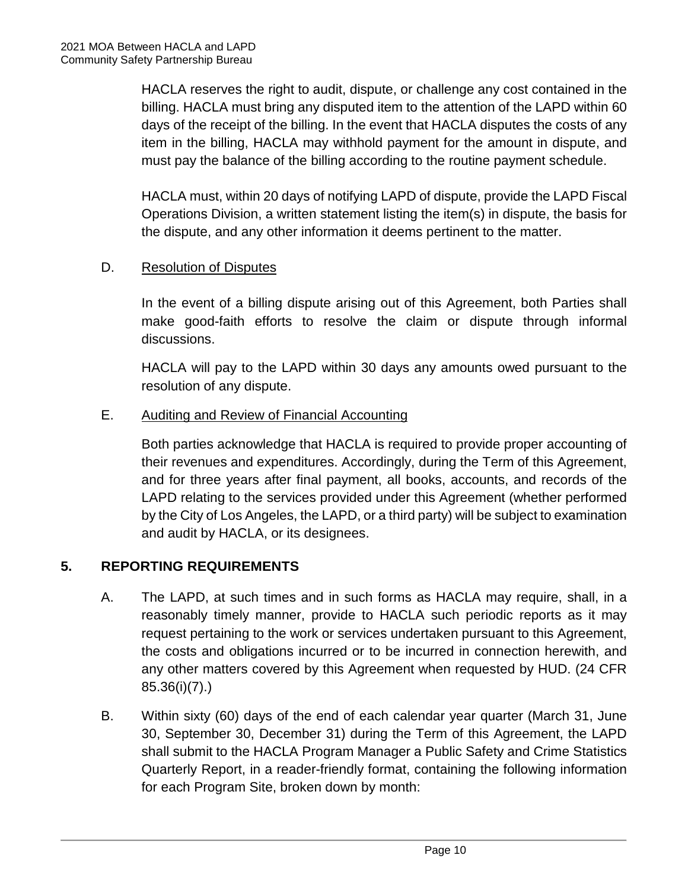HACLA reserves the right to audit, dispute, or challenge any cost contained in the billing. HACLA must bring any disputed item to the attention of the LAPD within 60 days of the receipt of the billing. In the event that HACLA disputes the costs of any item in the billing, HACLA may withhold payment for the amount in dispute, and must pay the balance of the billing according to the routine payment schedule.

HACLA must, within 20 days of notifying LAPD of dispute, provide the LAPD Fiscal Operations Division, a written statement listing the item(s) in dispute, the basis for the dispute, and any other information it deems pertinent to the matter.

D. Resolution of Disputes

In the event of a billing dispute arising out of this Agreement, both Parties shall make good-faith efforts to resolve the claim or dispute through informal discussions.

HACLA will pay to the LAPD within 30 days any amounts owed pursuant to the resolution of any dispute.

E. Auditing and Review of Financial Accounting

Both parties acknowledge that HACLA is required to provide proper accounting of their revenues and expenditures. Accordingly, during the Term of this Agreement, and for three years after final payment, all books, accounts, and records of the LAPD relating to the services provided under this Agreement (whether performed by the City of Los Angeles, the LAPD, or a third party) will be subject to examination and audit by HACLA, or its designees.

## 5. REPORTING REQUIREMENTS

A. The LAPD, at such times and in such forms as HACLA may require, shall, in a reasonably timely manner, provide to HACLA such periodic reports as it may request pertaining to the work or services undertaken pursuant to this Agreement, the costs and obligations incurred or to be incurred in connection herewith, and any other matters covered by this Agreement when requested by HUD. (24 CFR 85.36(i)(7).)

B. Within sixty (60) days of the end of each calendar year quarter (March 31, June 30, September 30, December 31) during the Term of this Agreement, the LAPD shall submit to the HACLA Program Manager a Public Safety and Crime Statistics Quarterly Report, in a reader-friendly format, containing the following information for each Program Site, broken down by month: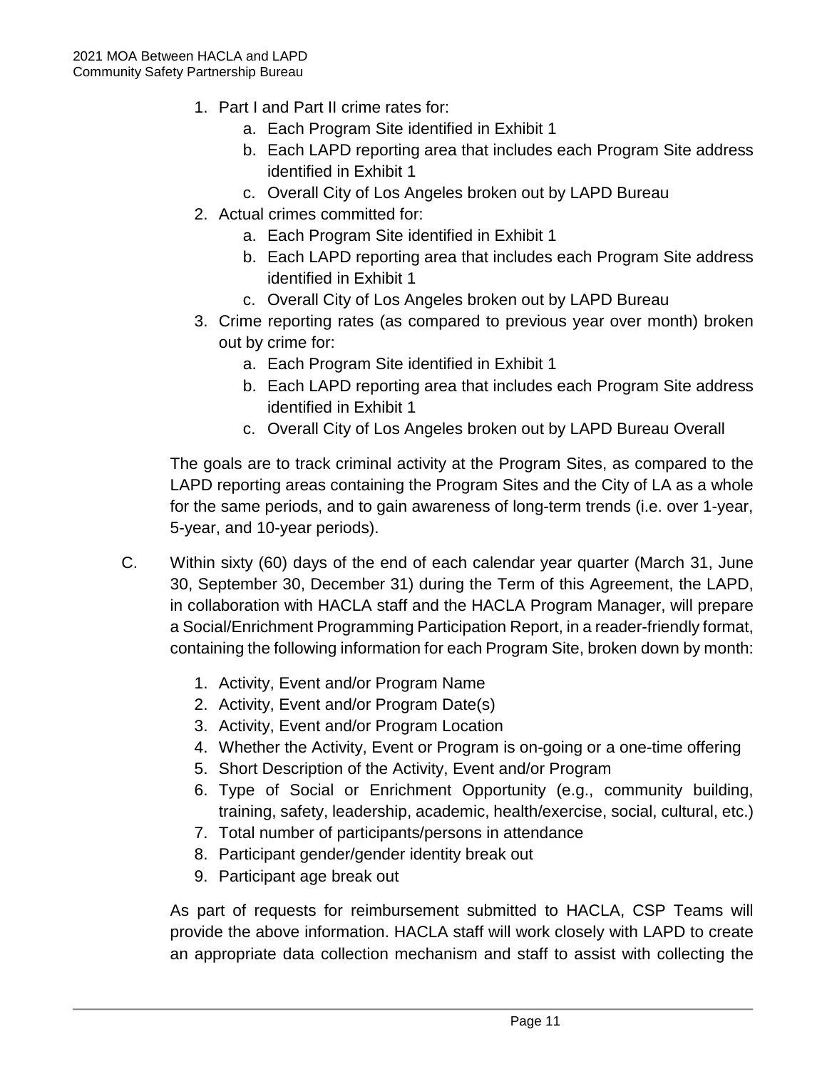1. Part I and Part II crime rates for:
    a. Each Program Site identified in Exhibit 1
    b. Each LAPD reporting area that includes each Program Site address identified in Exhibit 1
    c. Overall City of Los Angeles broken out by LAPD Bureau
2. Actual crimes committed for:
    a. Each Program Site identified in Exhibit 1
    b. Each LAPD reporting area that includes each Program Site address identified in Exhibit 1
    c. Overall City of Los Angeles broken out by LAPD Bureau
3. Crime reporting rates (as compared to previous year over month) broken out by crime for:
    a. Each Program Site identified in Exhibit 1
    b. Each LAPD reporting area that includes each Program Site address identified in Exhibit 1
    c. Overall City of Los Angeles broken out by LAPD Bureau Overall

The goals are to track criminal activity at the Program Sites, as compared to the LAPD reporting areas containing the Program Sites and the City of LA as a whole for the same periods, and to gain awareness of long-term trends (i.e. over 1-year, 5-year, and 10-year periods).

C. Within sixty (60) days of the end of each calendar year quarter (March 31, June 30, September 30, December 31) during the Term of this Agreement, the LAPD, in collaboration with HACLA staff and the HACLA Program Manager, will prepare a Social/Enrichment Programming Participation Report, in a reader-friendly format, containing the following information for each Program Site, broken down by month:

1. Activity, Event and/or Program Name
2. Activity, Event and/or Program Date(s)
3. Activity, Event and/or Program Location
4. Whether the Activity, Event or Program is on-going or a one-time offering
5. Short Description of the Activity, Event and/or Program
6. Type of Social or Enrichment Opportunity (e.g., community building, training, safety, leadership, academic, health/exercise, social, cultural, etc.)
7. Total number of participants/persons in attendance
8. Participant gender/gender identity break out
9. Participant age break out

As part of requests for reimbursement submitted to HACLA, CSP Teams will provide the above information. HACLA staff will work closely with LAPD to create an appropriate data collection mechanism and staff to assist with collecting the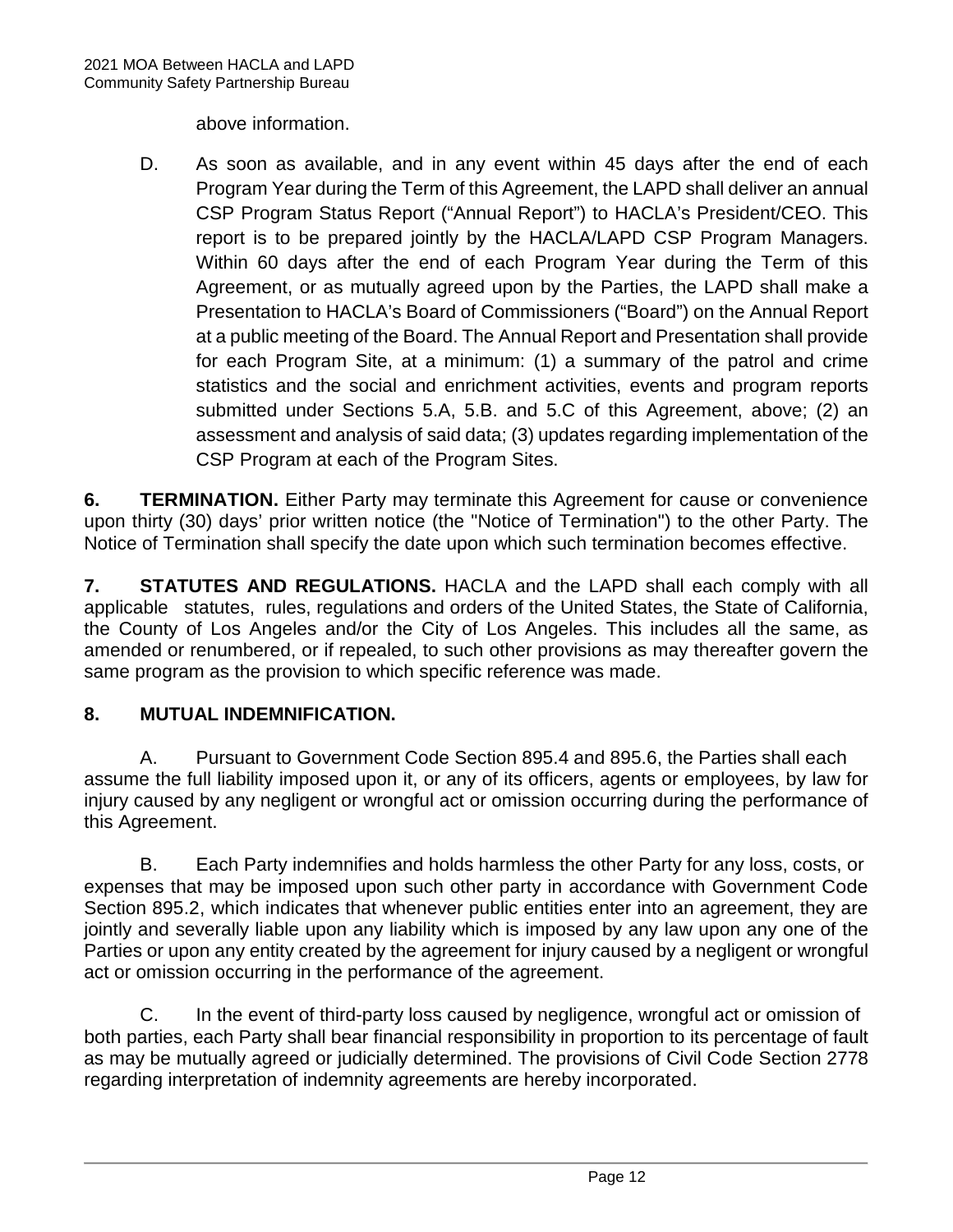above information.

D. As soon as available, and in any event within 45 days after the end of each Program Year during the Term of this Agreement, the LAPD shall deliver an annual CSP Program Status Report ("Annual Report") to HACLA's President/CEO. This report is to be prepared jointly by the HACLA/LAPD CSP Program Managers. Within 60 days after the end of each Program Year during the Term of this Agreement, or as mutually agreed upon by the Parties, the LAPD shall make a Presentation to HACLA's Board of Commissioners ("Board") on the Annual Report at a public meeting of the Board. The Annual Report and Presentation shall provide for each Program Site, at a minimum: (1) a summary of the patrol and crime statistics and the social and enrichment activities, events and program reports submitted under Sections 5.A, 5.B. and 5.C of this Agreement, above; (2) an assessment and analysis of said data; (3) updates regarding implementation of the CSP Program at each of the Program Sites.

**6. TERMINATION.** Either Party may terminate this Agreement for cause or convenience upon thirty (30) days' prior written notice (the "Notice of Termination") to the other Party. The Notice of Termination shall specify the date upon which such termination becomes effective.

**7. STATUTES AND REGULATIONS.** HACLA and the LAPD shall each comply with all applicable statutes, rules, regulations and orders of the United States, the State of California, the County of Los Angeles and/or the City of Los Angeles. This includes all the same, as amended or renumbered, or if repealed, to such other provisions as may thereafter govern the same program as the provision to which specific reference was made.

## 8. MUTUAL INDEMNIFICATION.

A. Pursuant to Government Code Section 895.4 and 895.6, the Parties shall each assume the full liability imposed upon it, or any of its officers, agents or employees, by law for injury caused by any negligent or wrongful act or omission occurring during the performance of this Agreement.

B. Each Party indemnifies and holds harmless the other Party for any loss, costs, or expenses that may be imposed upon such other party in accordance with Government Code Section 895.2, which indicates that whenever public entities enter into an agreement, they are jointly and severally liable upon any liability which is imposed by any law upon any one of the Parties or upon any entity created by the agreement for injury caused by a negligent or wrongful act or omission occurring in the performance of the agreement.

C. In the event of third-party loss caused by negligence, wrongful act or omission of both parties, each Party shall bear financial responsibility in proportion to its percentage of fault as may be mutually agreed or judicially determined. The provisions of Civil Code Section 2778 regarding interpretation of indemnity agreements are hereby incorporated.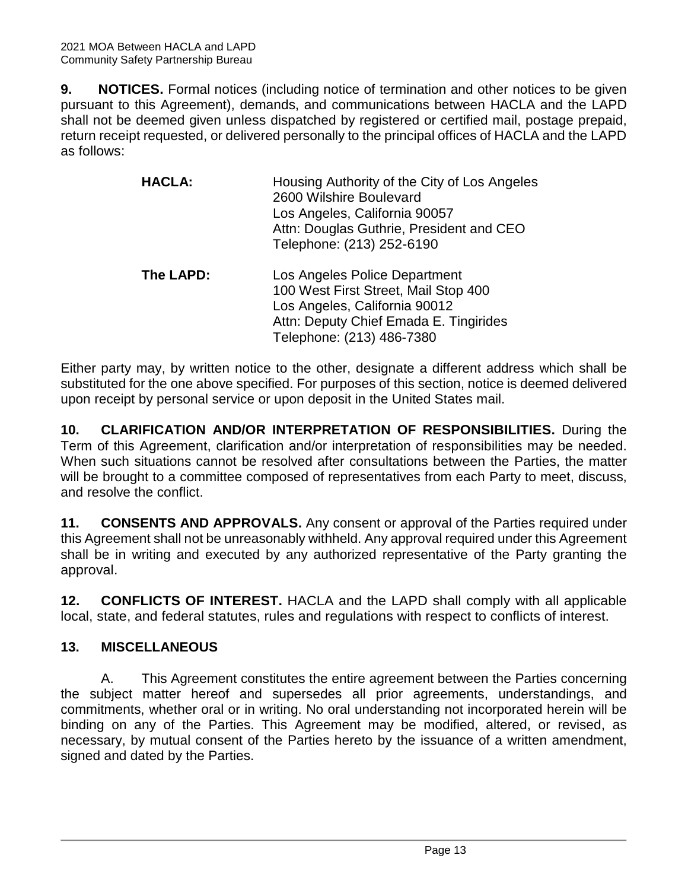**9. NOTICES.** Formal notices (including notice of termination and other notices to be given pursuant to this Agreement), demands, and communications between HACLA and the LAPD shall not be deemed given unless dispatched by registered or certified mail, postage prepaid, return receipt requested, or delivered personally to the principal offices of HACLA and the LAPD as follows:

**HACLA:**
Housing Authority of the City of Los Angeles
2600 Wilshire Boulevard
Los Angeles, California 90057
Attn: Douglas Guthrie, President and CEO
Telephone: (213) 252-6190

**The LAPD:**
Los Angeles Police Department
100 West First Street, Mail Stop 400
Los Angeles, California 90012
Attn: Deputy Chief Emada E. Tingirides
Telephone: (213) 486-7380

Either party may, by written notice to the other, designate a different address which shall be substituted for the one above specified. For purposes of this section, notice is deemed delivered upon receipt by personal service or upon deposit in the United States mail.

**10. CLARIFICATION AND/OR INTERPRETATION OF RESPONSIBILITIES.** During the Term of this Agreement, clarification and/or interpretation of responsibilities may be needed. When such situations cannot be resolved after consultations between the Parties, the matter will be brought to a committee composed of representatives from each Party to meet, discuss, and resolve the conflict.

**11. CONSENTS AND APPROVALS.** Any consent or approval of the Parties required under this Agreement shall not be unreasonably withheld. Any approval required under this Agreement shall be in writing and executed by any authorized representative of the Party granting the approval.

**12. CONFLICTS OF INTEREST.** HACLA and the LAPD shall comply with all applicable local, state, and federal statutes, rules and regulations with respect to conflicts of interest.

**13. MISCELLANEOUS**

A. This Agreement constitutes the entire agreement between the Parties concerning the subject matter hereof and supersedes all prior agreements, understandings, and commitments, whether oral or in writing. No oral understanding not incorporated herein will be binding on any of the Parties. This Agreement may be modified, altered, or revised, as necessary, by mutual consent of the Parties hereto by the issuance of a written amendment, signed and dated by the Parties.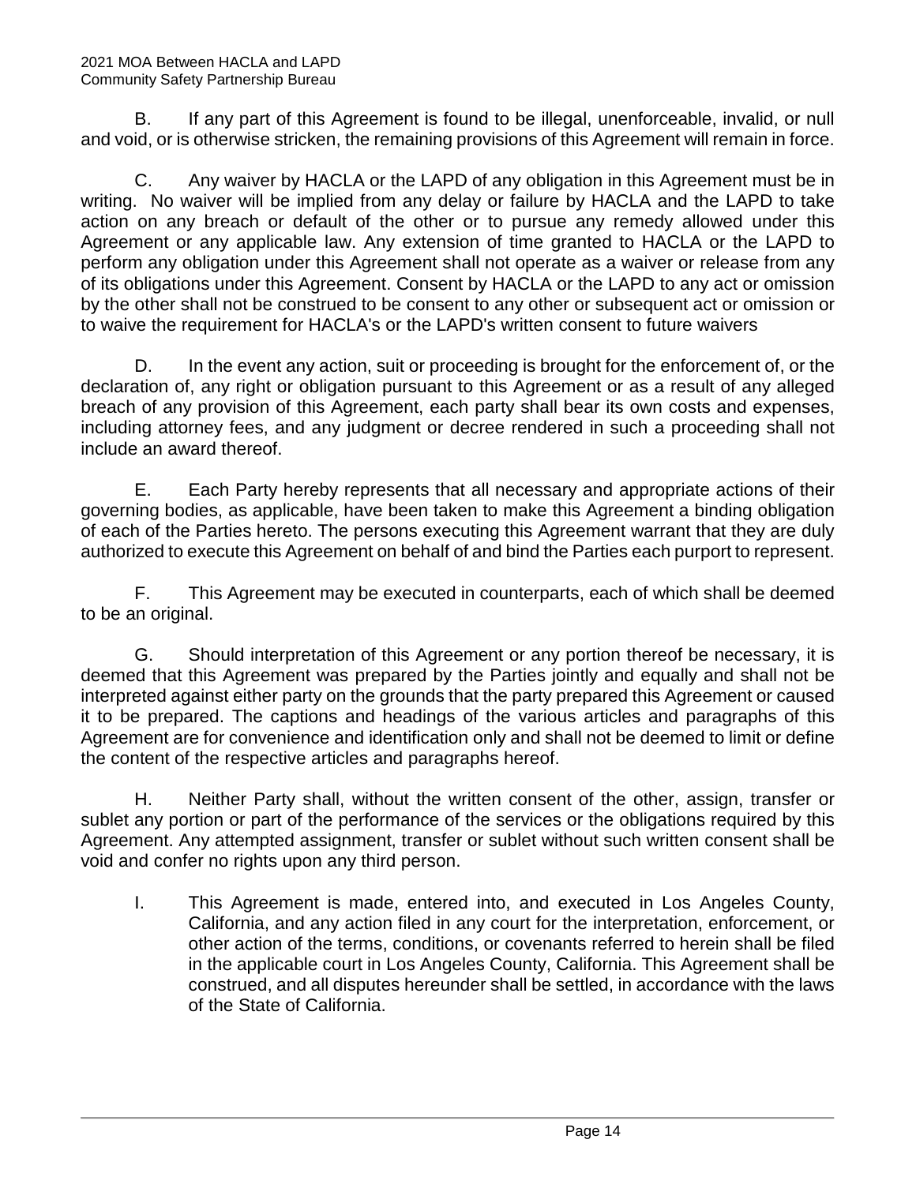B. If any part of this Agreement is found to be illegal, unenforceable, invalid, or null and void, or is otherwise stricken, the remaining provisions of this Agreement will remain in force.

C. Any waiver by HACLA or the LAPD of any obligation in this Agreement must be in writing. No waiver will be implied from any delay or failure by HACLA and the LAPD to take action on any breach or default of the other or to pursue any remedy allowed under this Agreement or any applicable law. Any extension of time granted to HACLA or the LAPD to perform any obligation under this Agreement shall not operate as a waiver or release from any of its obligations under this Agreement. Consent by HACLA or the LAPD to any act or omission by the other shall not be construed to be consent to any other or subsequent act or omission or to waive the requirement for HACLA's or the LAPD's written consent to future waivers

D. In the event any action, suit or proceeding is brought for the enforcement of, or the declaration of, any right or obligation pursuant to this Agreement or as a result of any alleged breach of any provision of this Agreement, each party shall bear its own costs and expenses, including attorney fees, and any judgment or decree rendered in such a proceeding shall not include an award thereof.

E. Each Party hereby represents that all necessary and appropriate actions of their governing bodies, as applicable, have been taken to make this Agreement a binding obligation of each of the Parties hereto. The persons executing this Agreement warrant that they are duly authorized to execute this Agreement on behalf of and bind the Parties each purport to represent.

F. This Agreement may be executed in counterparts, each of which shall be deemed to be an original.

G. Should interpretation of this Agreement or any portion thereof be necessary, it is deemed that this Agreement was prepared by the Parties jointly and equally and shall not be interpreted against either party on the grounds that the party prepared this Agreement or caused it to be prepared. The captions and headings of the various articles and paragraphs of this Agreement are for convenience and identification only and shall not be deemed to limit or define the content of the respective articles and paragraphs hereof.

H. Neither Party shall, without the written consent of the other, assign, transfer or sublet any portion or part of the performance of the services or the obligations required by this Agreement. Any attempted assignment, transfer or sublet without such written consent shall be void and confer no rights upon any third person.

I. This Agreement is made, entered into, and executed in Los Angeles County, California, and any action filed in any court for the interpretation, enforcement, or other action of the terms, conditions, or covenants referred to herein shall be filed in the applicable court in Los Angeles County, California. This Agreement shall be construed, and all disputes hereunder shall be settled, in accordance with the laws of the State of California.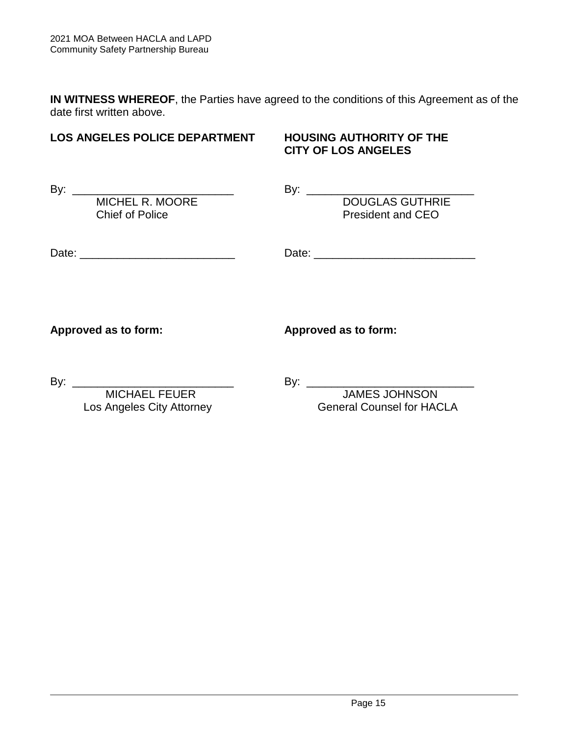**IN WITNESS WHEREOF**, the Parties have agreed to the conditions of this Agreement as of the date first written above.

| **LOS ANGELES POLICE DEPARTMENT** | **HOUSING AUTHORITY OF THE CITY OF LOS ANGELES** |
|---|---|
| By: _________________________ | By: _________________________ |
| MICHEL R. MOORE | DOUGLAS GUTHRIE |
| Chief of Police | President and CEO |
| Date: _________________________ | Date: _________________________ |

| **Approved as to form:** | **Approved as to form:** |
|---|---|
| By: _________________________ | By: _________________________ |
| MICHAEL FEUER | JAMES JOHNSON |
| Los Angeles City Attorney | General Counsel for HACLA |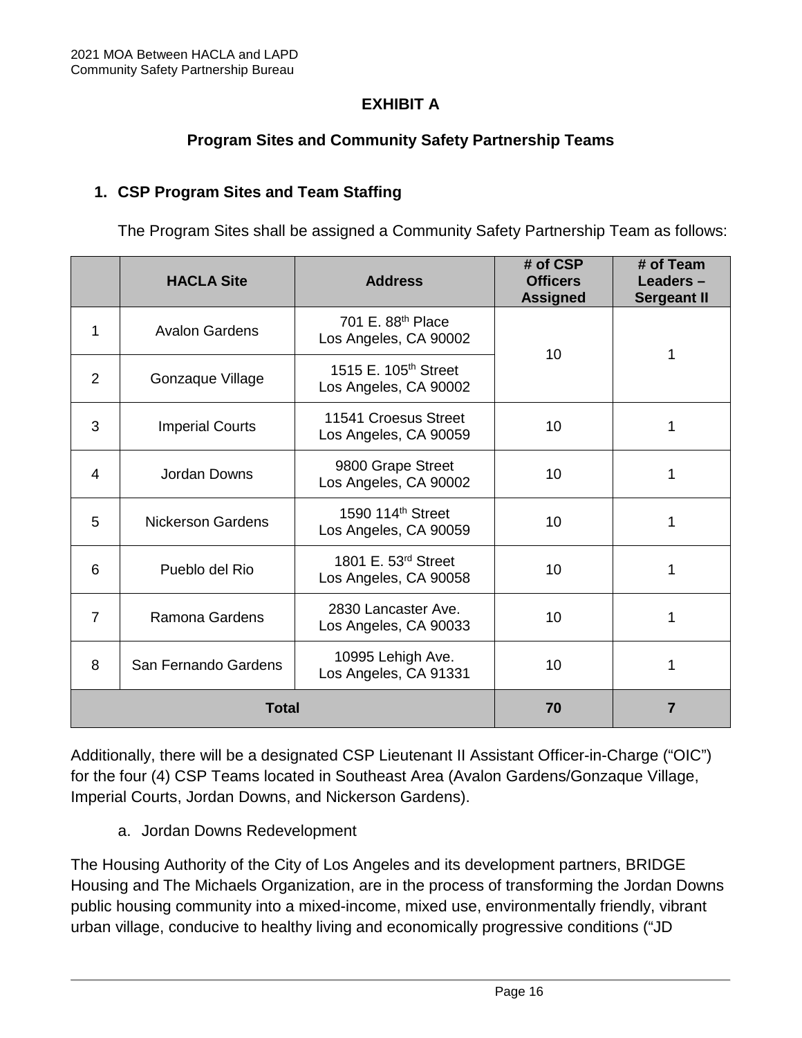## EXHIBIT A

### Program Sites and Community Safety Partnership Teams

**1. CSP Program Sites and Team Staffing**

The Program Sites shall be assigned a Community Safety Partnership Team as follows:

| | HACLA Site | Address | # of CSP Officers Assigned | # of Team Leaders – Sergeant II |
|---|---|---|---|---|
| 1 | Avalon Gardens | 701 E. 88th Place Los Angeles, CA 90002 | 10 | 1 |
| 2 | Gonzaque Village | 1515 E. 105th Street Los Angeles, CA 90002 | | |
| 3 | Imperial Courts | 11541 Croesus Street Los Angeles, CA 90059 | 10 | 1 |
| 4 | Jordan Downs | 9800 Grape Street Los Angeles, CA 90002 | 10 | 1 |
| 5 | Nickerson Gardens | 1590 114th Street Los Angeles, CA 90059 | 10 | 1 |
| 6 | Pueblo del Rio | 1801 E. 53rd Street Los Angeles, CA 90058 | 10 | 1 |
| 7 | Ramona Gardens | 2830 Lancaster Ave. Los Angeles, CA 90033 | 10 | 1 |
| 8 | San Fernando Gardens | 10995 Lehigh Ave. Los Angeles, CA 91331 | 10 | 1 |
| **Total** | | | **70** | **7** |

Additionally, there will be a designated CSP Lieutenant II Assistant Officer-in-Charge ("OIC") for the four (4) CSP Teams located in Southeast Area (Avalon Gardens/Gonzaque Village, Imperial Courts, Jordan Downs, and Nickerson Gardens).

a. Jordan Downs Redevelopment

The Housing Authority of the City of Los Angeles and its development partners, BRIDGE Housing and The Michaels Organization, are in the process of transforming the Jordan Downs public housing community into a mixed-income, mixed use, environmentally friendly, vibrant urban village, conducive to healthy living and economically progressive conditions ("JD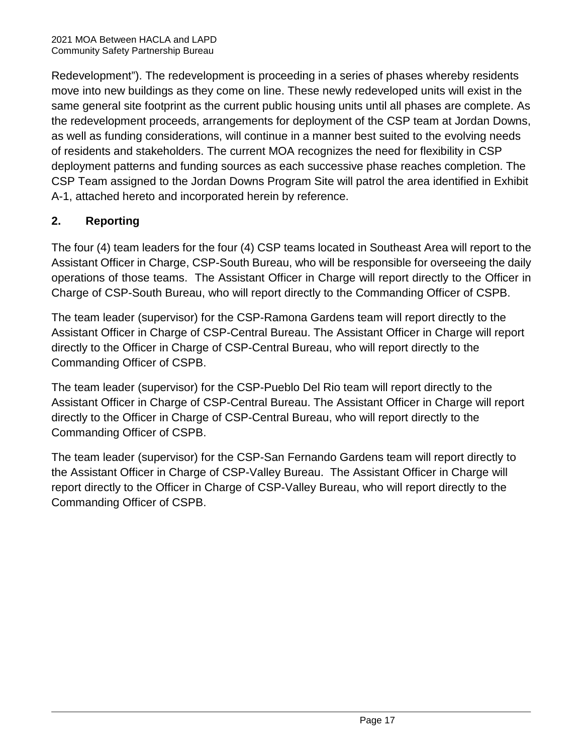Redevelopment"). The redevelopment is proceeding in a series of phases whereby residents move into new buildings as they come on line. These newly redeveloped units will exist in the same general site footprint as the current public housing units until all phases are complete. As the redevelopment proceeds, arrangements for deployment of the CSP team at Jordan Downs, as well as funding considerations, will continue in a manner best suited to the evolving needs of residents and stakeholders. The current MOA recognizes the need for flexibility in CSP deployment patterns and funding sources as each successive phase reaches completion. The CSP Team assigned to the Jordan Downs Program Site will patrol the area identified in Exhibit A-1, attached hereto and incorporated herein by reference.

## 2. Reporting

The four (4) team leaders for the four (4) CSP teams located in Southeast Area will report to the Assistant Officer in Charge, CSP-South Bureau, who will be responsible for overseeing the daily operations of those teams. The Assistant Officer in Charge will report directly to the Officer in Charge of CSP-South Bureau, who will report directly to the Commanding Officer of CSPB.

The team leader (supervisor) for the CSP-Ramona Gardens team will report directly to the Assistant Officer in Charge of CSP-Central Bureau. The Assistant Officer in Charge will report directly to the Officer in Charge of CSP-Central Bureau, who will report directly to the Commanding Officer of CSPB.

The team leader (supervisor) for the CSP-Pueblo Del Rio team will report directly to the Assistant Officer in Charge of CSP-Central Bureau. The Assistant Officer in Charge will report directly to the Officer in Charge of CSP-Central Bureau, who will report directly to the Commanding Officer of CSPB.

The team leader (supervisor) for the CSP-San Fernando Gardens team will report directly to the Assistant Officer in Charge of CSP-Valley Bureau. The Assistant Officer in Charge will report directly to the Officer in Charge of CSP-Valley Bureau, who will report directly to the Commanding Officer of CSPB.